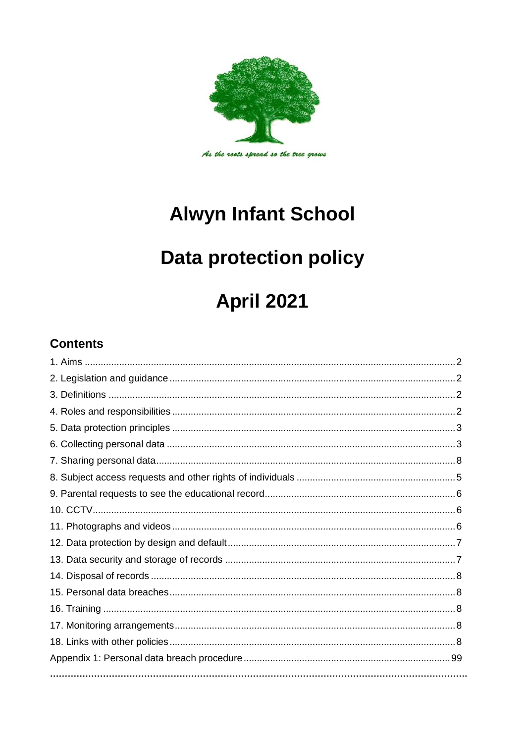*As the roots spread so the tree grows*

# Alwyn Infant School

# Data protection policy

# April 2021

## Contents

1. Aims ........................................................................................................................................2
2. Legislation and guidance ...........................................................................................................2
3. Definitions ................................................................................................................................2
4. Roles and responsibilities ..........................................................................................................2
5. Data protection principles ..........................................................................................................3
6. Collecting personal data ............................................................................................................3
7. Sharing personal data................................................................................................................8
8. Subject access requests and other rights of individuals ...........................................................5
9. Parental requests to see the educational record.......................................................................6
10. CCTV........................................................................................................................................6
11. Photographs and videos ..........................................................................................................6
12. Data protection by design and default.....................................................................................7
13. Data security and storage of records ......................................................................................7
14. Disposal of records ..................................................................................................................8
15. Personal data breaches...........................................................................................................8
16. Training ....................................................................................................................................8
17. Monitoring arrangements.........................................................................................................8
18. Links with other policies...........................................................................................................8
Appendix 1: Personal data breach procedure .............................................................................99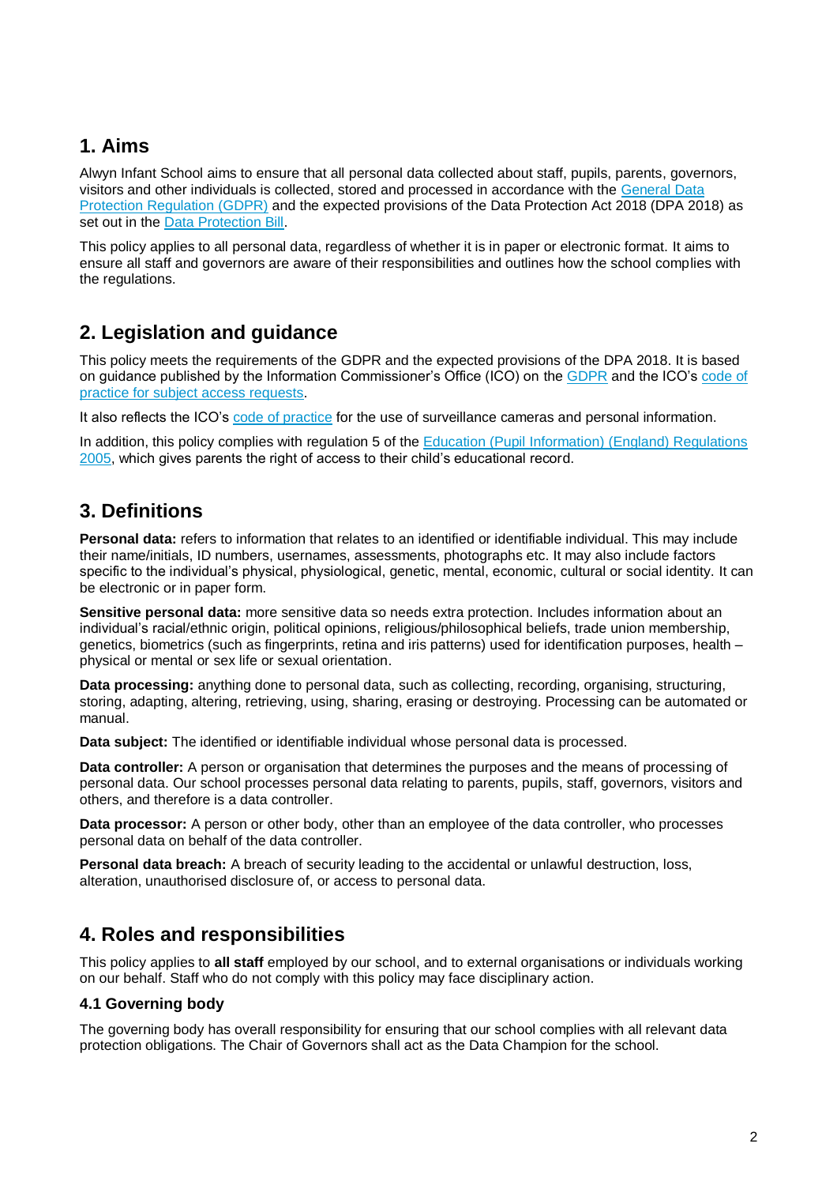## 1. Aims

Alwyn Infant School aims to ensure that all personal data collected about staff, pupils, parents, governors, visitors and other individuals is collected, stored and processed in accordance with the [General Data Protection Regulation (GDPR)]() and the expected provisions of the Data Protection Act 2018 (DPA 2018) as set out in the [Data Protection Bill]().

This policy applies to all personal data, regardless of whether it is in paper or electronic format. It aims to ensure all staff and governors are aware of their responsibilities and outlines how the school complies with the regulations.

## 2. Legislation and guidance

This policy meets the requirements of the GDPR and the expected provisions of the DPA 2018. It is based on guidance published by the Information Commissioner's Office (ICO) on the [GDPR]() and the ICO's [code of practice for subject access requests]().

It also reflects the ICO's [code of practice]() for the use of surveillance cameras and personal information.

In addition, this policy complies with regulation 5 of the [Education (Pupil Information) (England) Regulations 2005](), which gives parents the right of access to their child's educational record.

## 3. Definitions

**Personal data:** refers to information that relates to an identified or identifiable individual. This may include their name/initials, ID numbers, usernames, assessments, photographs etc. It may also include factors specific to the individual's physical, physiological, genetic, mental, economic, cultural or social identity. It can be electronic or in paper form.

**Sensitive personal data:** more sensitive data so needs extra protection. Includes information about an individual's racial/ethnic origin, political opinions, religious/philosophical beliefs, trade union membership, genetics, biometrics (such as fingerprints, retina and iris patterns) used for identification purposes, health – physical or mental or sex life or sexual orientation.

**Data processing:** anything done to personal data, such as collecting, recording, organising, structuring, storing, adapting, altering, retrieving, using, sharing, erasing or destroying. Processing can be automated or manual.

**Data subject:** The identified or identifiable individual whose personal data is processed.

**Data controller:** A person or organisation that determines the purposes and the means of processing of personal data. Our school processes personal data relating to parents, pupils, staff, governors, visitors and others, and therefore is a data controller.

**Data processor:** A person or other body, other than an employee of the data controller, who processes personal data on behalf of the data controller.

**Personal data breach:** A breach of security leading to the accidental or unlawful destruction, loss, alteration, unauthorised disclosure of, or access to personal data.

## 4. Roles and responsibilities

This policy applies to **all staff** employed by our school, and to external organisations or individuals working on our behalf. Staff who do not comply with this policy may face disciplinary action.

### 4.1 Governing body

The governing body has overall responsibility for ensuring that our school complies with all relevant data protection obligations. The Chair of Governors shall act as the Data Champion for the school.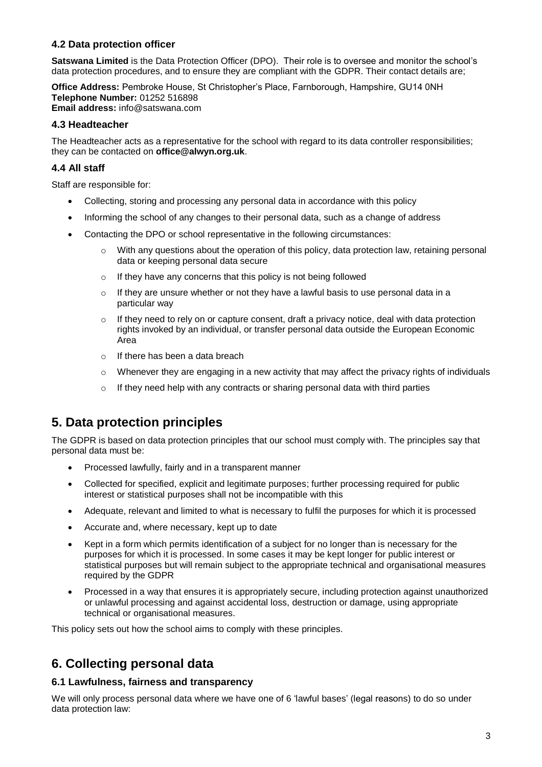### 4.2 Data protection officer

**Satswana Limited** is the Data Protection Officer (DPO). Their role is to oversee and monitor the school's data protection procedures, and to ensure they are compliant with the GDPR. Their contact details are;

**Office Address:** Pembroke House, St Christopher's Place, Farnborough, Hampshire, GU14 0NH
**Telephone Number:** 01252 516898
**Email address:** info@satswana.com

### 4.3 Headteacher

The Headteacher acts as a representative for the school with regard to its data controller responsibilities; they can be contacted on **office@alwyn.org.uk**.

### 4.4 All staff

Staff are responsible for:

- Collecting, storing and processing any personal data in accordance with this policy
- Informing the school of any changes to their personal data, such as a change of address
- Contacting the DPO or school representative in the following circumstances:
  - With any questions about the operation of this policy, data protection law, retaining personal data or keeping personal data secure
  - If they have any concerns that this policy is not being followed
  - If they are unsure whether or not they have a lawful basis to use personal data in a particular way
  - If they need to rely on or capture consent, draft a privacy notice, deal with data protection rights invoked by an individual, or transfer personal data outside the European Economic Area
  - If there has been a data breach
  - Whenever they are engaging in a new activity that may affect the privacy rights of individuals
  - If they need help with any contracts or sharing personal data with third parties

## 5. Data protection principles

The GDPR is based on data protection principles that our school must comply with. The principles say that personal data must be:

- Processed lawfully, fairly and in a transparent manner
- Collected for specified, explicit and legitimate purposes; further processing required for public interest or statistical purposes shall not be incompatible with this
- Adequate, relevant and limited to what is necessary to fulfil the purposes for which it is processed
- Accurate and, where necessary, kept up to date
- Kept in a form which permits identification of a subject for no longer than is necessary for the purposes for which it is processed. In some cases it may be kept longer for public interest or statistical purposes but will remain subject to the appropriate technical and organisational measures required by the GDPR
- Processed in a way that ensures it is appropriately secure, including protection against unauthorized or unlawful processing and against accidental loss, destruction or damage, using appropriate technical or organisational measures.

This policy sets out how the school aims to comply with these principles.

## 6. Collecting personal data

### 6.1 Lawfulness, fairness and transparency

We will only process personal data where we have one of 6 'lawful bases' (legal reasons) to do so under data protection law: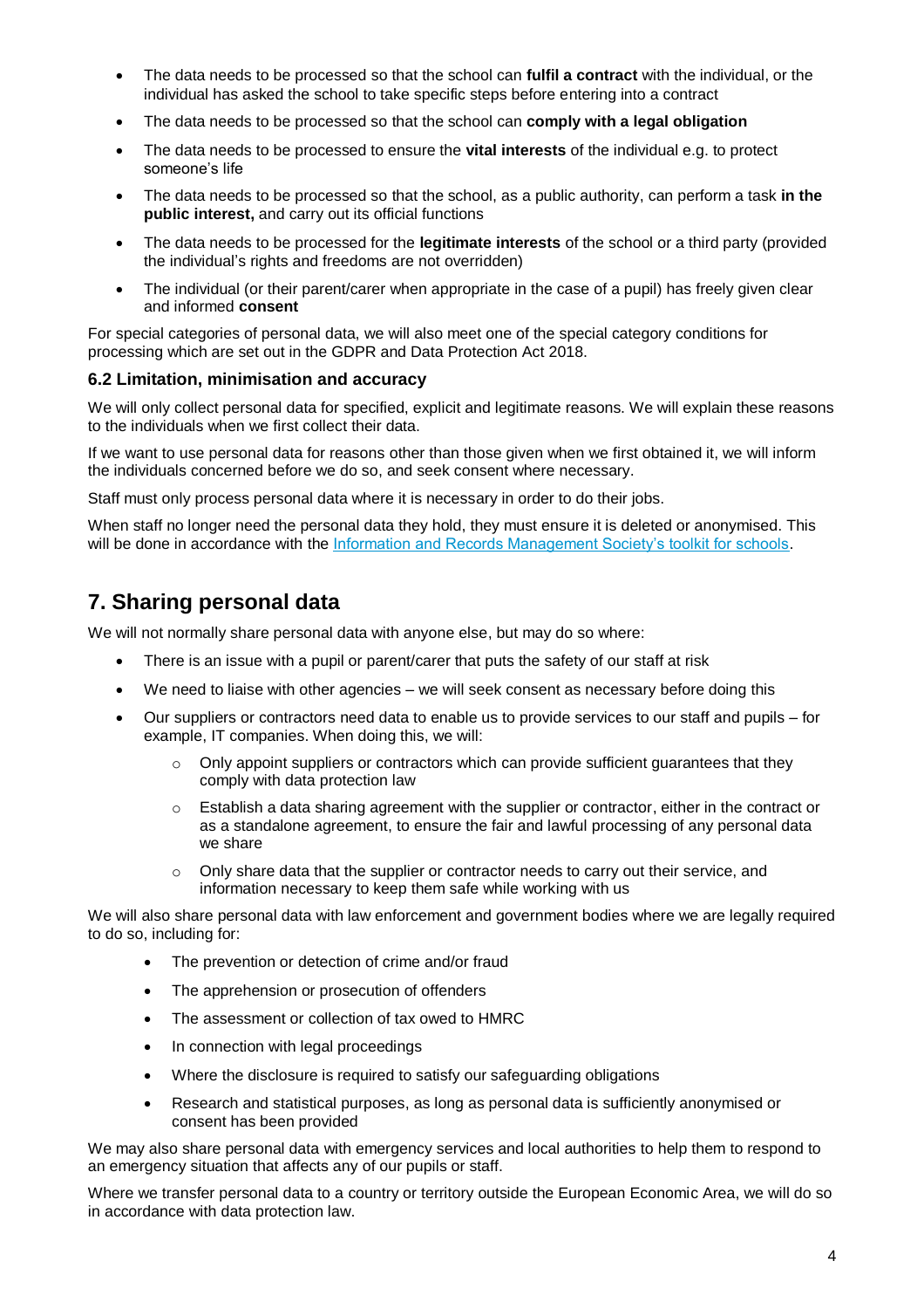- The data needs to be processed so that the school can **fulfil a contract** with the individual, or the individual has asked the school to take specific steps before entering into a contract
- The data needs to be processed so that the school can **comply with a legal obligation**
- The data needs to be processed to ensure the **vital interests** of the individual e.g. to protect someone's life
- The data needs to be processed so that the school, as a public authority, can perform a task **in the public interest,** and carry out its official functions
- The data needs to be processed for the **legitimate interests** of the school or a third party (provided the individual's rights and freedoms are not overridden)
- The individual (or their parent/carer when appropriate in the case of a pupil) has freely given clear and informed **consent**

For special categories of personal data, we will also meet one of the special category conditions for processing which are set out in the GDPR and Data Protection Act 2018.

### 6.2 Limitation, minimisation and accuracy

We will only collect personal data for specified, explicit and legitimate reasons. We will explain these reasons to the individuals when we first collect their data.

If we want to use personal data for reasons other than those given when we first obtained it, we will inform the individuals concerned before we do so, and seek consent where necessary.

Staff must only process personal data where it is necessary in order to do their jobs.

When staff no longer need the personal data they hold, they must ensure it is deleted or anonymised. This will be done in accordance with the Information and Records Management Society's toolkit for schools.

## 7. Sharing personal data

We will not normally share personal data with anyone else, but may do so where:

- There is an issue with a pupil or parent/carer that puts the safety of our staff at risk
- We need to liaise with other agencies – we will seek consent as necessary before doing this
- Our suppliers or contractors need data to enable us to provide services to our staff and pupils – for example, IT companies. When doing this, we will:
  - Only appoint suppliers or contractors which can provide sufficient guarantees that they comply with data protection law
  - Establish a data sharing agreement with the supplier or contractor, either in the contract or as a standalone agreement, to ensure the fair and lawful processing of any personal data we share
  - Only share data that the supplier or contractor needs to carry out their service, and information necessary to keep them safe while working with us

We will also share personal data with law enforcement and government bodies where we are legally required to do so, including for:

- The prevention or detection of crime and/or fraud
- The apprehension or prosecution of offenders
- The assessment or collection of tax owed to HMRC
- In connection with legal proceedings
- Where the disclosure is required to satisfy our safeguarding obligations
- Research and statistical purposes, as long as personal data is sufficiently anonymised or consent has been provided

We may also share personal data with emergency services and local authorities to help them to respond to an emergency situation that affects any of our pupils or staff.

Where we transfer personal data to a country or territory outside the European Economic Area, we will do so in accordance with data protection law.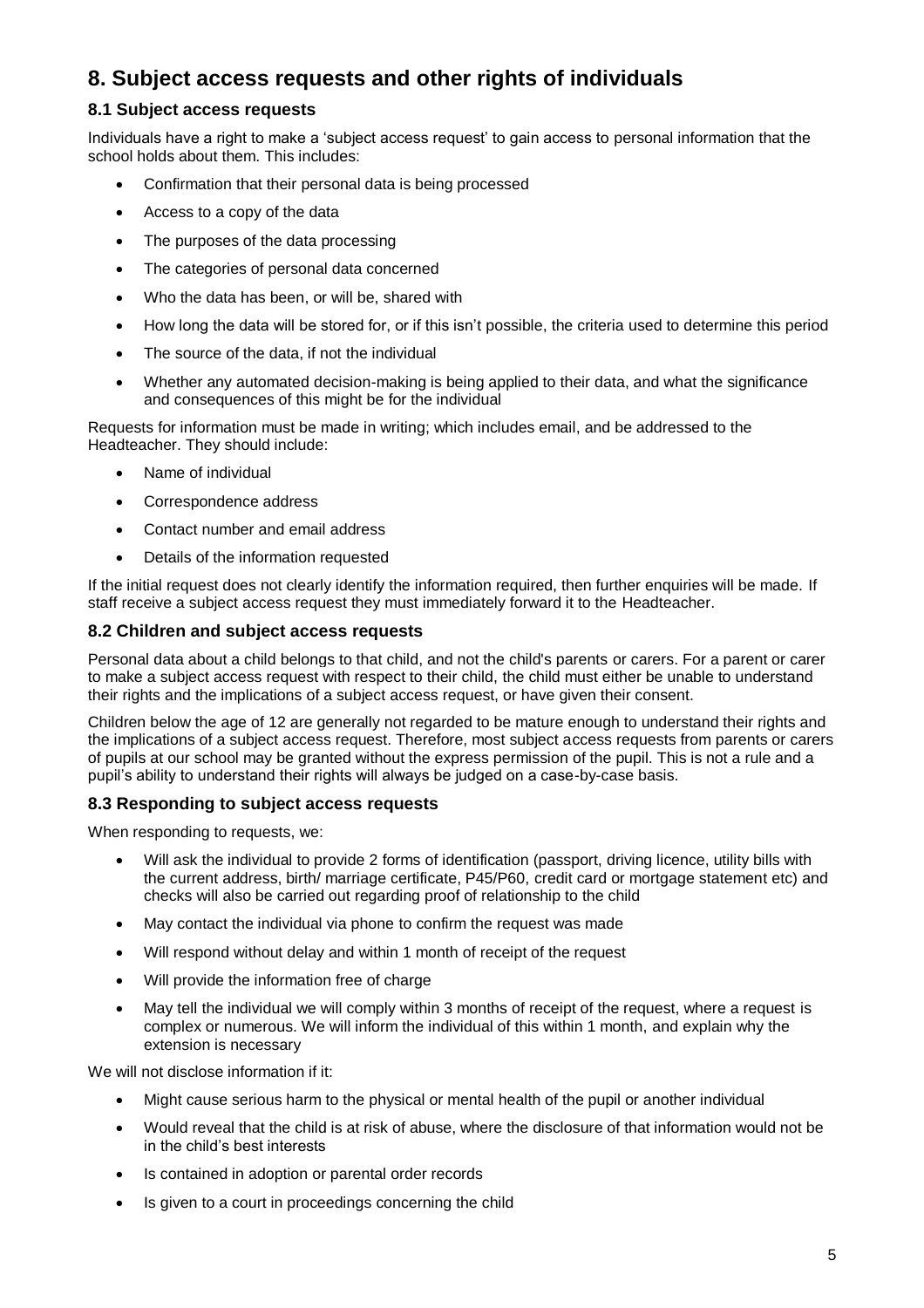## 8. Subject access requests and other rights of individuals

### 8.1 Subject access requests

Individuals have a right to make a 'subject access request' to gain access to personal information that the school holds about them. This includes:

- Confirmation that their personal data is being processed
- Access to a copy of the data
- The purposes of the data processing
- The categories of personal data concerned
- Who the data has been, or will be, shared with
- How long the data will be stored for, or if this isn't possible, the criteria used to determine this period
- The source of the data, if not the individual
- Whether any automated decision-making is being applied to their data, and what the significance and consequences of this might be for the individual

Requests for information must be made in writing; which includes email, and be addressed to the Headteacher. They should include:

- Name of individual
- Correspondence address
- Contact number and email address
- Details of the information requested

If the initial request does not clearly identify the information required, then further enquiries will be made. If staff receive a subject access request they must immediately forward it to the Headteacher.

### 8.2 Children and subject access requests

Personal data about a child belongs to that child, and not the child's parents or carers. For a parent or carer to make a subject access request with respect to their child, the child must either be unable to understand their rights and the implications of a subject access request, or have given their consent.

Children below the age of 12 are generally not regarded to be mature enough to understand their rights and the implications of a subject access request. Therefore, most subject access requests from parents or carers of pupils at our school may be granted without the express permission of the pupil. This is not a rule and a pupil's ability to understand their rights will always be judged on a case-by-case basis.

### 8.3 Responding to subject access requests

When responding to requests, we:

- Will ask the individual to provide 2 forms of identification (passport, driving licence, utility bills with the current address, birth/ marriage certificate, P45/P60, credit card or mortgage statement etc) and checks will also be carried out regarding proof of relationship to the child
- May contact the individual via phone to confirm the request was made
- Will respond without delay and within 1 month of receipt of the request
- Will provide the information free of charge
- May tell the individual we will comply within 3 months of receipt of the request, where a request is complex or numerous. We will inform the individual of this within 1 month, and explain why the extension is necessary

We will not disclose information if it:

- Might cause serious harm to the physical or mental health of the pupil or another individual
- Would reveal that the child is at risk of abuse, where the disclosure of that information would not be in the child's best interests
- Is contained in adoption or parental order records
- Is given to a court in proceedings concerning the child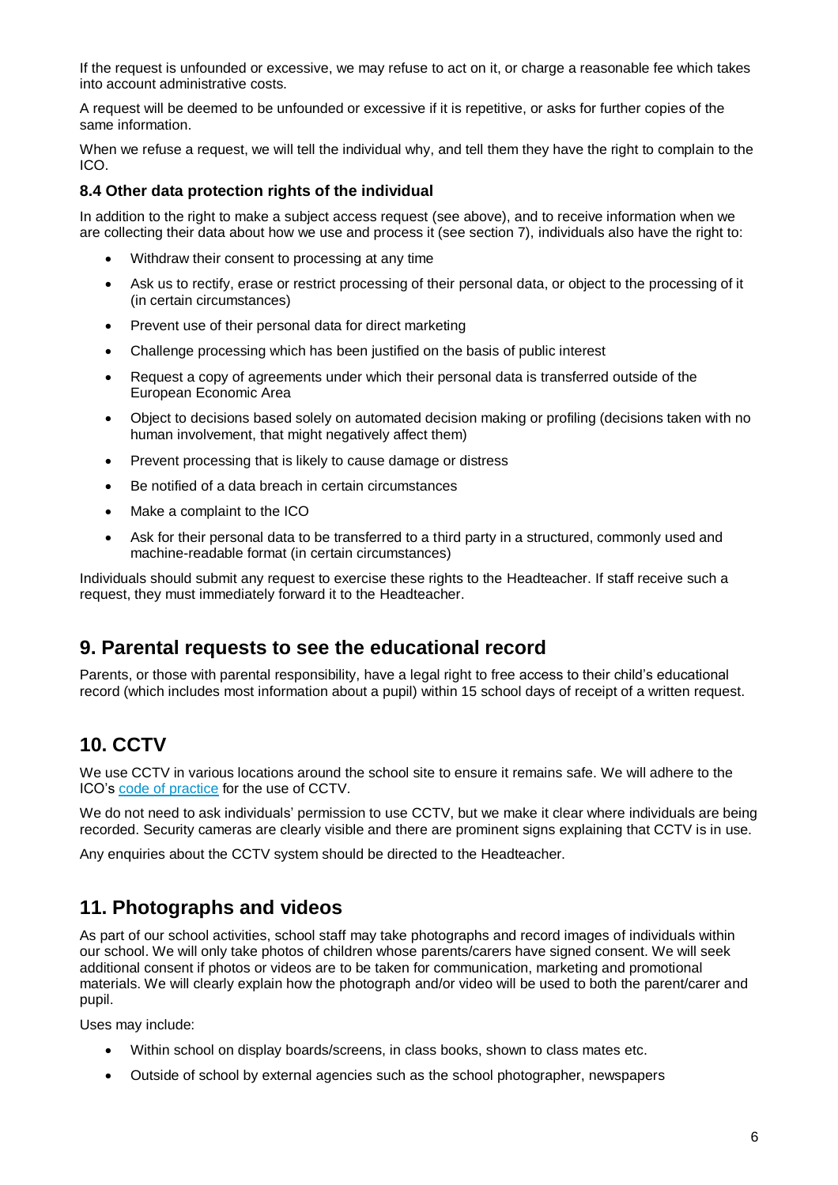If the request is unfounded or excessive, we may refuse to act on it, or charge a reasonable fee which takes into account administrative costs.

A request will be deemed to be unfounded or excessive if it is repetitive, or asks for further copies of the same information.

When we refuse a request, we will tell the individual why, and tell them they have the right to complain to the ICO.

### 8.4 Other data protection rights of the individual

In addition to the right to make a subject access request (see above), and to receive information when we are collecting their data about how we use and process it (see section 7), individuals also have the right to:

- Withdraw their consent to processing at any time
- Ask us to rectify, erase or restrict processing of their personal data, or object to the processing of it (in certain circumstances)
- Prevent use of their personal data for direct marketing
- Challenge processing which has been justified on the basis of public interest
- Request a copy of agreements under which their personal data is transferred outside of the European Economic Area
- Object to decisions based solely on automated decision making or profiling (decisions taken with no human involvement, that might negatively affect them)
- Prevent processing that is likely to cause damage or distress
- Be notified of a data breach in certain circumstances
- Make a complaint to the ICO
- Ask for their personal data to be transferred to a third party in a structured, commonly used and machine-readable format (in certain circumstances)

Individuals should submit any request to exercise these rights to the Headteacher. If staff receive such a request, they must immediately forward it to the Headteacher.

## 9. Parental requests to see the educational record

Parents, or those with parental responsibility, have a legal right to free access to their child's educational record (which includes most information about a pupil) within 15 school days of receipt of a written request.

## 10. CCTV

We use CCTV in various locations around the school site to ensure it remains safe. We will adhere to the ICO's code of practice for the use of CCTV.

We do not need to ask individuals' permission to use CCTV, but we make it clear where individuals are being recorded. Security cameras are clearly visible and there are prominent signs explaining that CCTV is in use.

Any enquiries about the CCTV system should be directed to the Headteacher.

## 11. Photographs and videos

As part of our school activities, school staff may take photographs and record images of individuals within our school. We will only take photos of children whose parents/carers have signed consent. We will seek additional consent if photos or videos are to be taken for communication, marketing and promotional materials. We will clearly explain how the photograph and/or video will be used to both the parent/carer and pupil.

Uses may include:

- Within school on display boards/screens, in class books, shown to class mates etc.
- Outside of school by external agencies such as the school photographer, newspapers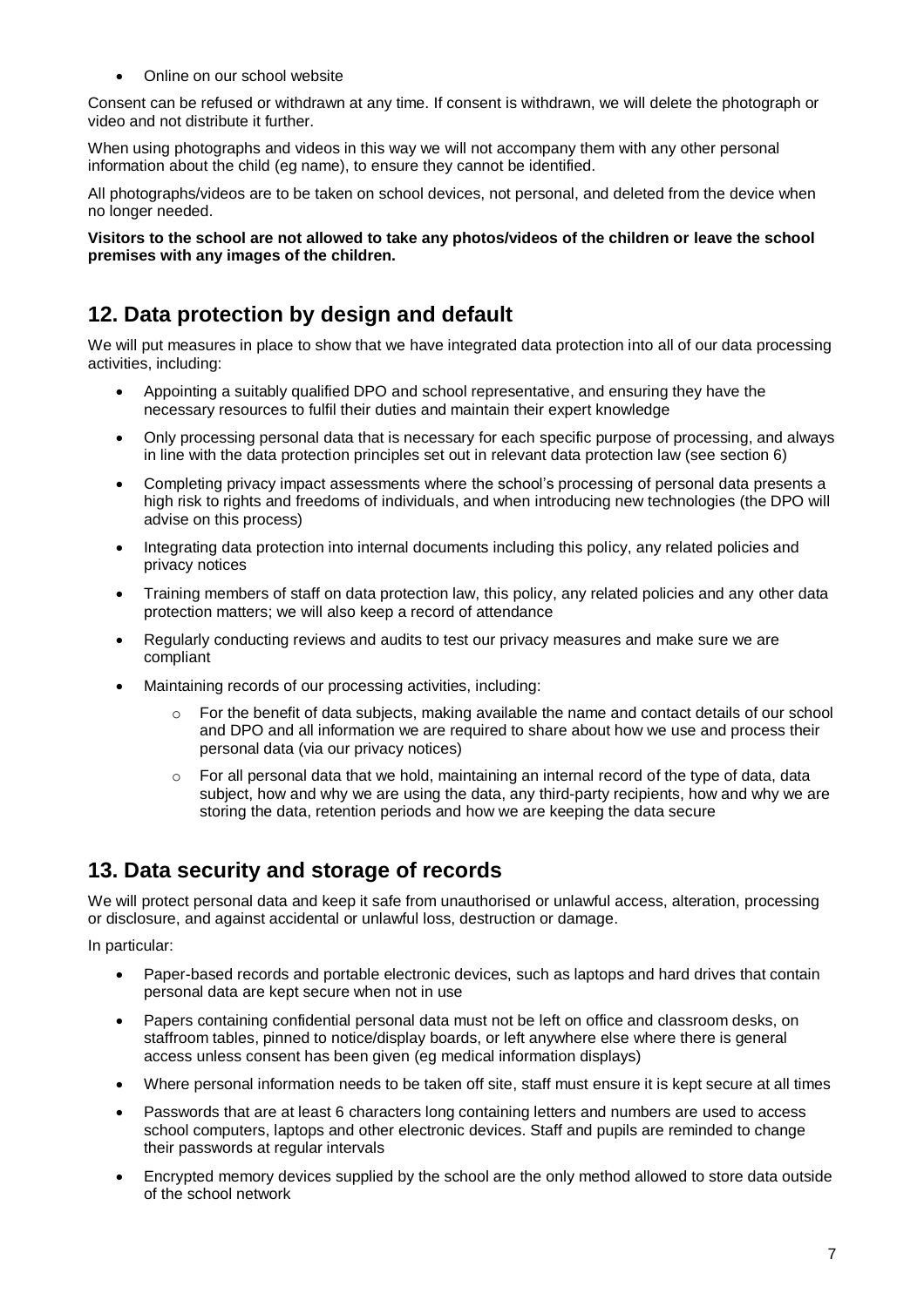- Online on our school website

Consent can be refused or withdrawn at any time. If consent is withdrawn, we will delete the photograph or video and not distribute it further.

When using photographs and videos in this way we will not accompany them with any other personal information about the child (eg name), to ensure they cannot be identified.

All photographs/videos are to be taken on school devices, not personal, and deleted from the device when no longer needed.

**Visitors to the school are not allowed to take any photos/videos of the children or leave the school premises with any images of the children.**

## 12. Data protection by design and default

We will put measures in place to show that we have integrated data protection into all of our data processing activities, including:

- Appointing a suitably qualified DPO and school representative, and ensuring they have the necessary resources to fulfil their duties and maintain their expert knowledge
- Only processing personal data that is necessary for each specific purpose of processing, and always in line with the data protection principles set out in relevant data protection law (see section 6)
- Completing privacy impact assessments where the school's processing of personal data presents a high risk to rights and freedoms of individuals, and when introducing new technologies (the DPO will advise on this process)
- Integrating data protection into internal documents including this policy, any related policies and privacy notices
- Training members of staff on data protection law, this policy, any related policies and any other data protection matters; we will also keep a record of attendance
- Regularly conducting reviews and audits to test our privacy measures and make sure we are compliant
- Maintaining records of our processing activities, including:
  - For the benefit of data subjects, making available the name and contact details of our school and DPO and all information we are required to share about how we use and process their personal data (via our privacy notices)
  - For all personal data that we hold, maintaining an internal record of the type of data, data subject, how and why we are using the data, any third-party recipients, how and why we are storing the data, retention periods and how we are keeping the data secure

## 13. Data security and storage of records

We will protect personal data and keep it safe from unauthorised or unlawful access, alteration, processing or disclosure, and against accidental or unlawful loss, destruction or damage.

In particular:

- Paper-based records and portable electronic devices, such as laptops and hard drives that contain personal data are kept secure when not in use
- Papers containing confidential personal data must not be left on office and classroom desks, on staffroom tables, pinned to notice/display boards, or left anywhere else where there is general access unless consent has been given (eg medical information displays)
- Where personal information needs to be taken off site, staff must ensure it is kept secure at all times
- Passwords that are at least 6 characters long containing letters and numbers are used to access school computers, laptops and other electronic devices. Staff and pupils are reminded to change their passwords at regular intervals
- Encrypted memory devices supplied by the school are the only method allowed to store data outside of the school network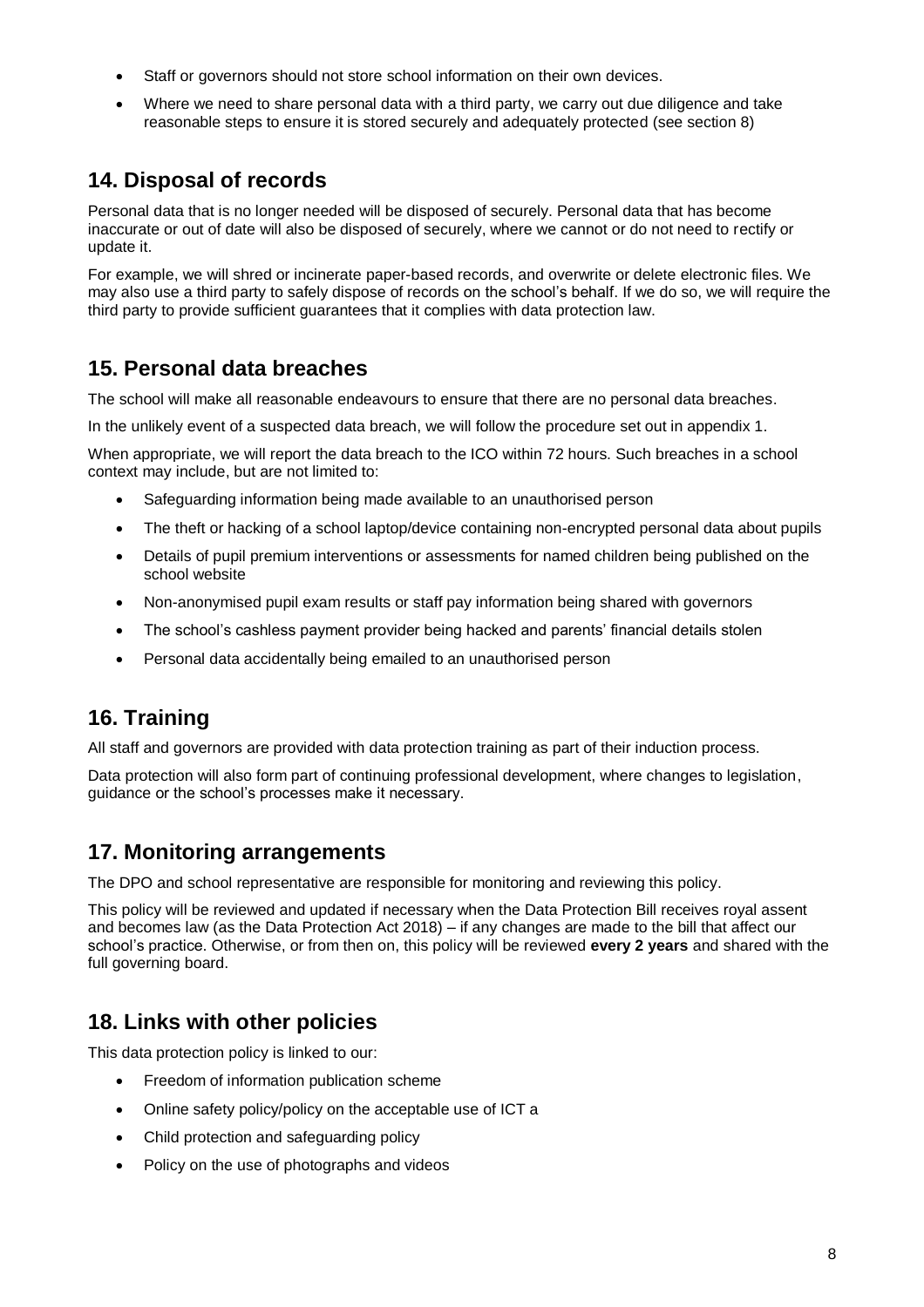- Staff or governors should not store school information on their own devices.
- Where we need to share personal data with a third party, we carry out due diligence and take reasonable steps to ensure it is stored securely and adequately protected (see section 8)

## 14. Disposal of records

Personal data that is no longer needed will be disposed of securely. Personal data that has become inaccurate or out of date will also be disposed of securely, where we cannot or do not need to rectify or update it.

For example, we will shred or incinerate paper-based records, and overwrite or delete electronic files. We may also use a third party to safely dispose of records on the school's behalf. If we do so, we will require the third party to provide sufficient guarantees that it complies with data protection law.

## 15. Personal data breaches

The school will make all reasonable endeavours to ensure that there are no personal data breaches.

In the unlikely event of a suspected data breach, we will follow the procedure set out in appendix 1.

When appropriate, we will report the data breach to the ICO within 72 hours. Such breaches in a school context may include, but are not limited to:

- Safeguarding information being made available to an unauthorised person
- The theft or hacking of a school laptop/device containing non-encrypted personal data about pupils
- Details of pupil premium interventions or assessments for named children being published on the school website
- Non-anonymised pupil exam results or staff pay information being shared with governors
- The school's cashless payment provider being hacked and parents' financial details stolen
- Personal data accidentally being emailed to an unauthorised person

## 16. Training

All staff and governors are provided with data protection training as part of their induction process.

Data protection will also form part of continuing professional development, where changes to legislation, guidance or the school's processes make it necessary.

## 17. Monitoring arrangements

The DPO and school representative are responsible for monitoring and reviewing this policy.

This policy will be reviewed and updated if necessary when the Data Protection Bill receives royal assent and becomes law (as the Data Protection Act 2018) – if any changes are made to the bill that affect our school's practice. Otherwise, or from then on, this policy will be reviewed **every 2 years** and shared with the full governing board.

## 18. Links with other policies

This data protection policy is linked to our:

- Freedom of information publication scheme
- Online safety policy/policy on the acceptable use of ICT a
- Child protection and safeguarding policy
- Policy on the use of photographs and videos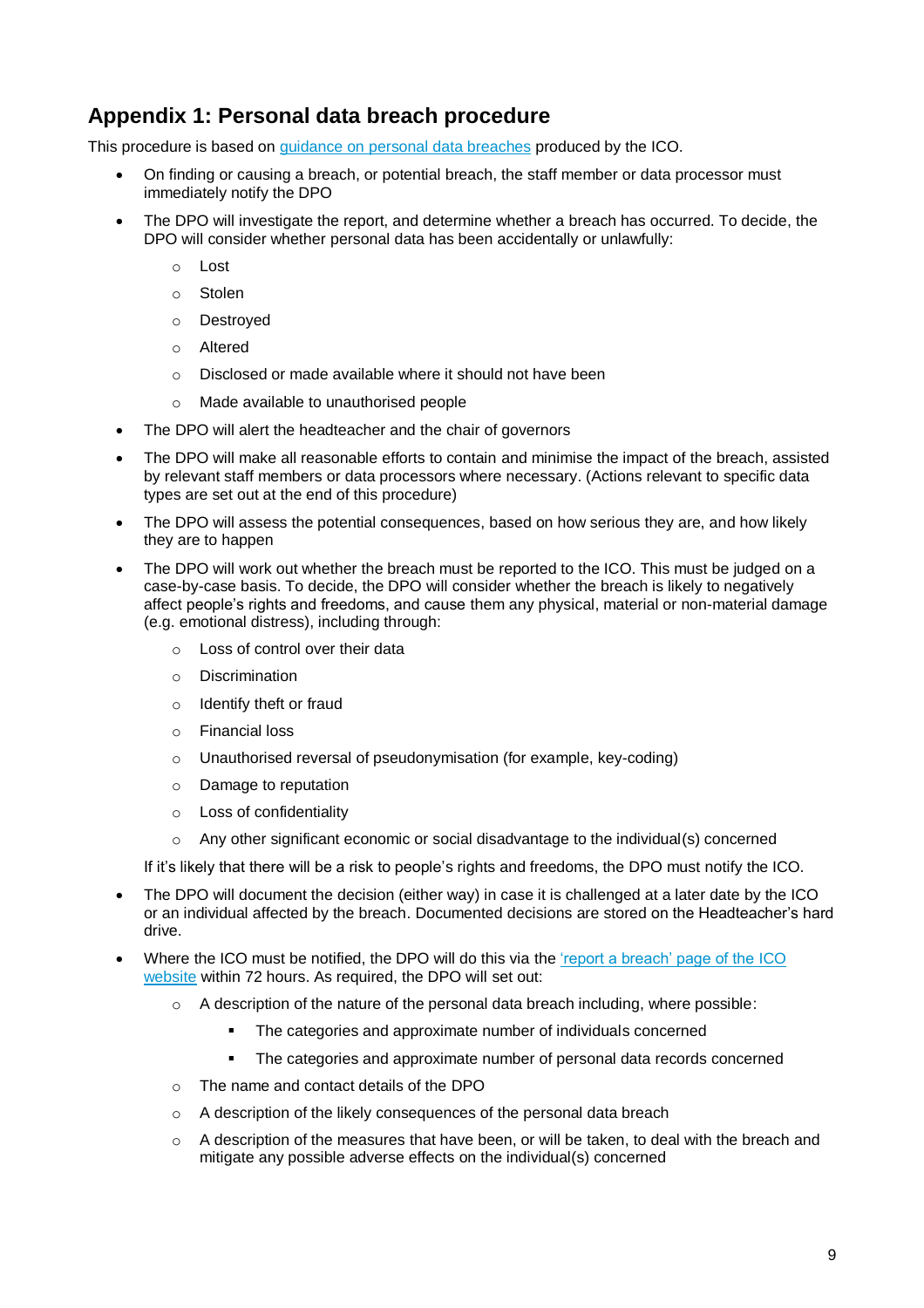## Appendix 1: Personal data breach procedure

This procedure is based on [guidance on personal data breaches](#) produced by the ICO.

- On finding or causing a breach, or potential breach, the staff member or data processor must immediately notify the DPO
- The DPO will investigate the report, and determine whether a breach has occurred. To decide, the DPO will consider whether personal data has been accidentally or unlawfully:
  - Lost
  - Stolen
  - Destroyed
  - Altered
  - Disclosed or made available where it should not have been
  - Made available to unauthorised people
- The DPO will alert the headteacher and the chair of governors
- The DPO will make all reasonable efforts to contain and minimise the impact of the breach, assisted by relevant staff members or data processors where necessary. (Actions relevant to specific data types are set out at the end of this procedure)
- The DPO will assess the potential consequences, based on how serious they are, and how likely they are to happen
- The DPO will work out whether the breach must be reported to the ICO. This must be judged on a case-by-case basis. To decide, the DPO will consider whether the breach is likely to negatively affect people's rights and freedoms, and cause them any physical, material or non-material damage (e.g. emotional distress), including through:
  - Loss of control over their data
  - Discrimination
  - Identify theft or fraud
  - Financial loss
  - Unauthorised reversal of pseudonymisation (for example, key-coding)
  - Damage to reputation
  - Loss of confidentiality
  - Any other significant economic or social disadvantage to the individual(s) concerned

  If it's likely that there will be a risk to people's rights and freedoms, the DPO must notify the ICO.
- The DPO will document the decision (either way) in case it is challenged at a later date by the ICO or an individual affected by the breach. Documented decisions are stored on the Headteacher's hard drive.
- Where the ICO must be notified, the DPO will do this via the ['report a breach' page of the ICO website](#) within 72 hours. As required, the DPO will set out:
  - A description of the nature of the personal data breach including, where possible:
    - The categories and approximate number of individuals concerned
    - The categories and approximate number of personal data records concerned
  - The name and contact details of the DPO
  - A description of the likely consequences of the personal data breach
  - A description of the measures that have been, or will be taken, to deal with the breach and mitigate any possible adverse effects on the individual(s) concerned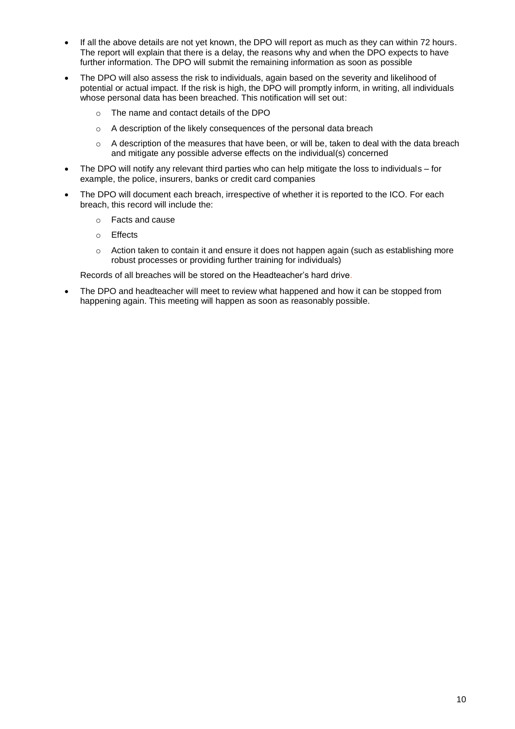- If all the above details are not yet known, the DPO will report as much as they can within 72 hours. The report will explain that there is a delay, the reasons why and when the DPO expects to have further information. The DPO will submit the remaining information as soon as possible
- The DPO will also assess the risk to individuals, again based on the severity and likelihood of potential or actual impact. If the risk is high, the DPO will promptly inform, in writing, all individuals whose personal data has been breached. This notification will set out:
  - The name and contact details of the DPO
  - A description of the likely consequences of the personal data breach
  - A description of the measures that have been, or will be, taken to deal with the data breach and mitigate any possible adverse effects on the individual(s) concerned
- The DPO will notify any relevant third parties who can help mitigate the loss to individuals – for example, the police, insurers, banks or credit card companies
- The DPO will document each breach, irrespective of whether it is reported to the ICO. For each breach, this record will include the:
  - Facts and cause
  - Effects
  - Action taken to contain it and ensure it does not happen again (such as establishing more robust processes or providing further training for individuals)

  Records of all breaches will be stored on the Headteacher's hard drive.

- The DPO and headteacher will meet to review what happened and how it can be stopped from happening again. This meeting will happen as soon as reasonably possible.